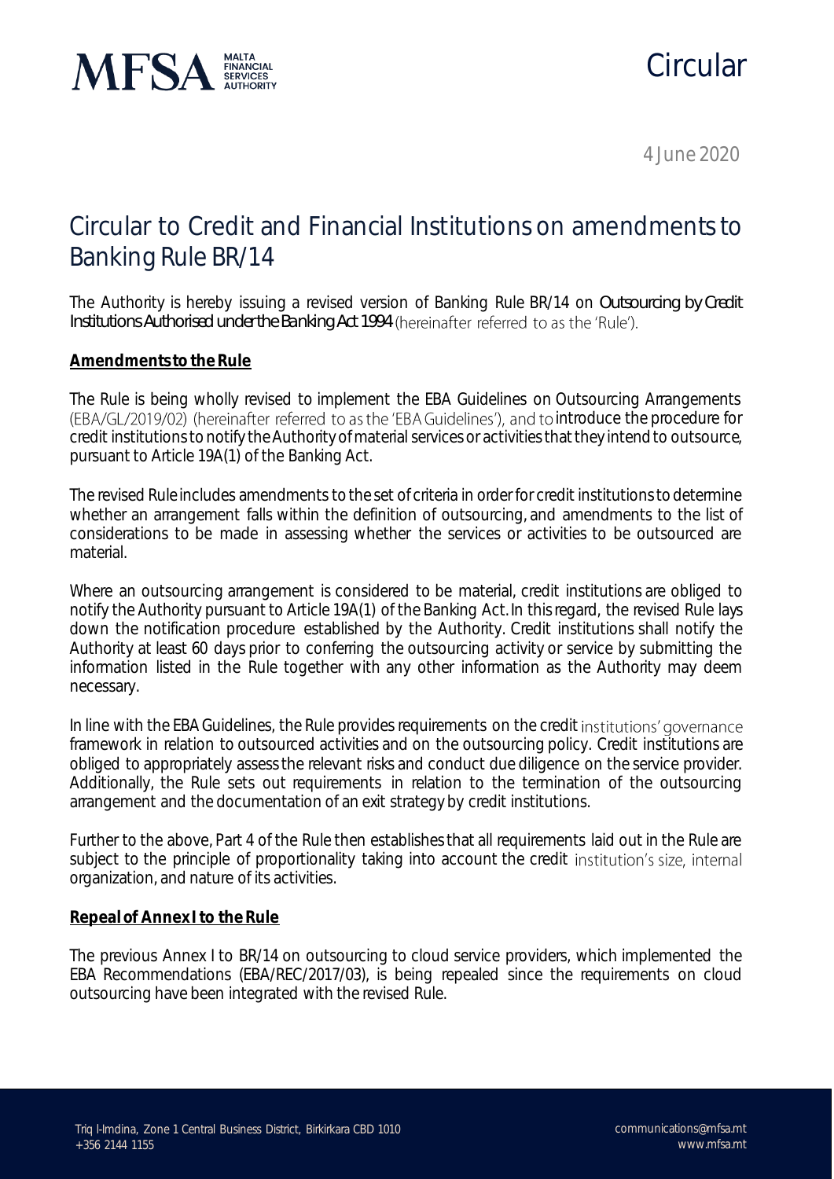MFSA MALTA FINANCIAL SERVICES AUTHORITY

Circular

4 June 2020

# Circular to Credit and Financial Institutions on amendments to Banking Rule BR/14

The Authority is hereby issuing a revised version of Banking Rule BR/14 on *Outsourcing by Credit Institutions Authorised under the Banking Act 1994* (hereinafter referred to as the 'Rule').

**Amendments to the Rule**

The Rule is being wholly revised to implement the EBA Guidelines on Outsourcing Arrangements (EBA/GL/2019/02) (hereinafter referred to as the 'EBA Guidelines'), and to introduce the procedure for credit institutions to notify the Authority of material services or activities that they intend to outsource, pursuant to Article 19A(1) of the Banking Act.

The revised Rule includes amendments to the set of criteria in order for credit institutions to determine whether an arrangement falls within the definition of outsourcing, and amendments to the list of considerations to be made in assessing whether the services or activities to be outsourced are material.

Where an outsourcing arrangement is considered to be material, credit institutions are obliged to notify the Authority pursuant to Article 19A(1) of the Banking Act. In this regard, the revised Rule lays down the notification procedure established by the Authority. Credit institutions shall notify the Authority at least 60 days prior to conferring the outsourcing activity or service by submitting the information listed in the Rule together with any other information as the Authority may deem necessary.

In line with the EBA Guidelines, the Rule provides requirements on the credit institutions' governance framework in relation to outsourced activities and on the outsourcing policy. Credit institutions are obliged to appropriately assess the relevant risks and conduct due diligence on the service provider. Additionally, the Rule sets out requirements in relation to the termination of the outsourcing arrangement and the documentation of an exit strategy by credit institutions.

Further to the above, Part 4 of the Rule then establishes that all requirements laid out in the Rule are subject to the principle of proportionality taking into account the credit institution's size, internal organization, and nature of its activities.

**Repeal of Annex I to the Rule**

The previous Annex I to BR/14 on outsourcing to cloud service providers, which implemented the EBA Recommendations (EBA/REC/2017/03), is being repealed since the requirements on cloud outsourcing have been integrated with the revised Rule.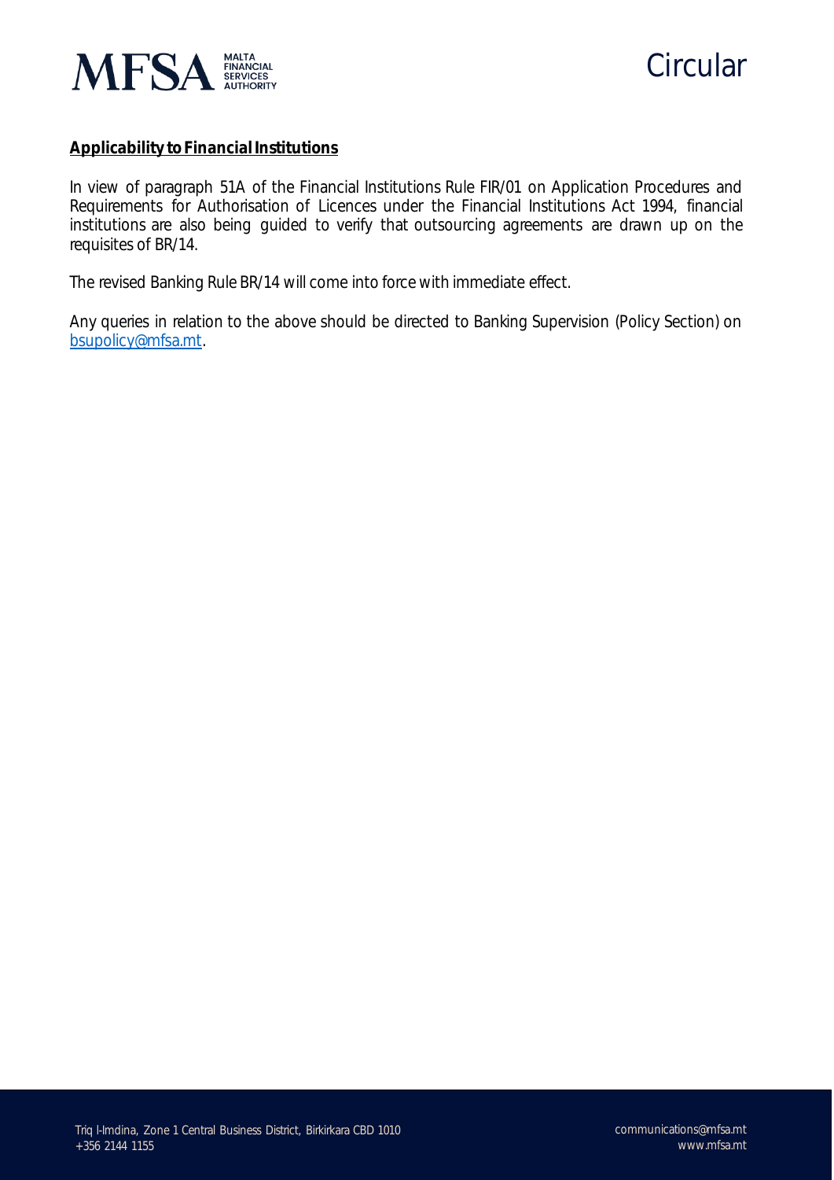**Applicability to Financial Institutions**

In view of paragraph 51A of the Financial Institutions Rule FIR/01 on Application Procedures and Requirements for Authorisation of Licences under the Financial Institutions Act 1994, financial institutions are also being guided to verify that outsourcing agreements are drawn up on the requisites of BR/14.

The revised Banking Rule BR/14 will come into force with immediate effect.

Any queries in relation to the above should be directed to Banking Supervision (Policy Section) on bsupolicy@mfsa.mt.